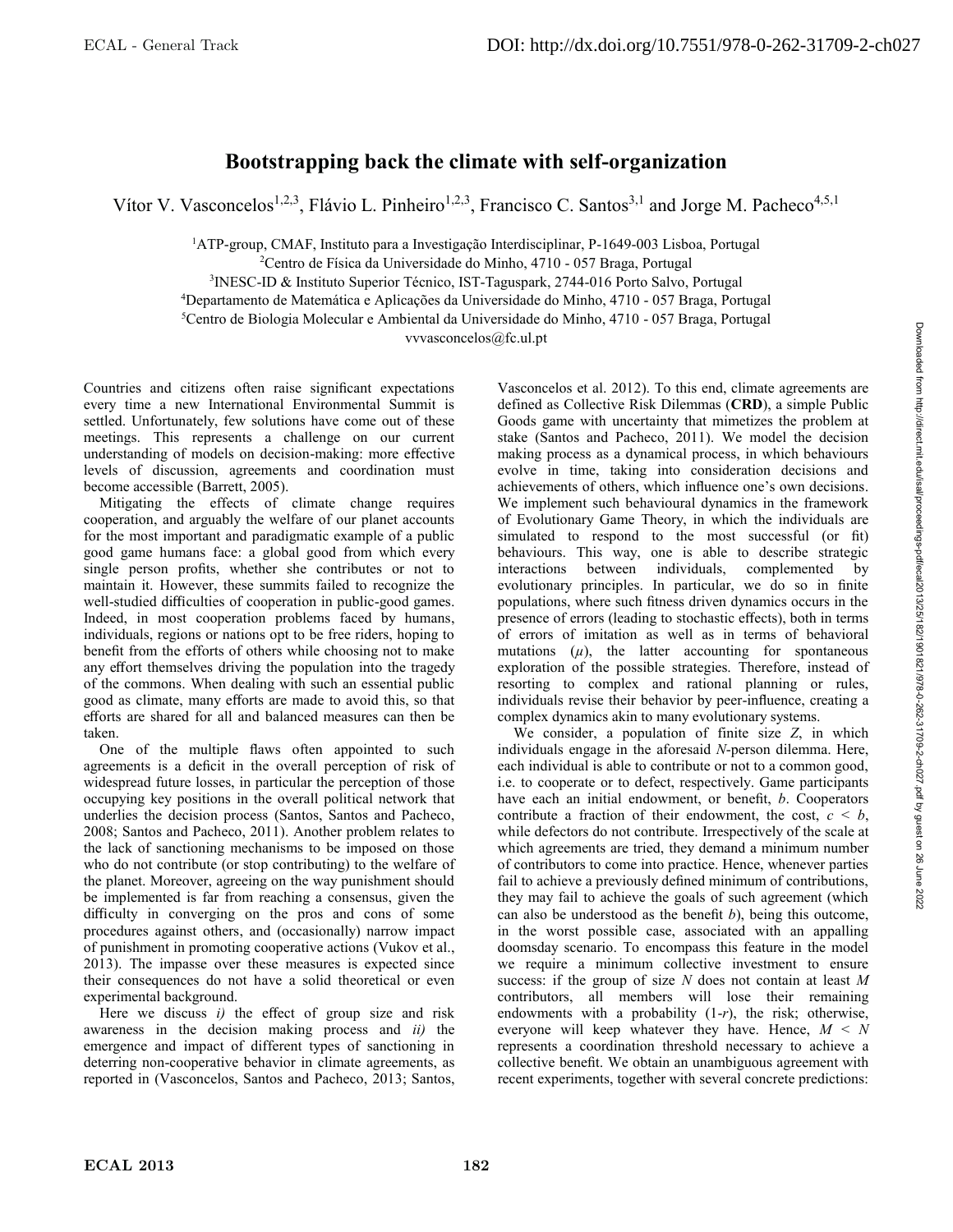# Bootstrapping back the climate with self-organization

Vítor V. Vasconcelos[1,2,3], Flávio L. Pinheiro[1,2,3], Francisco C. Santos[3,1] and Jorge M. Pacheco[4,5,1]

[1]ATP-group, CMAF, Instituto para a Investigação Interdisciplinar, P-1649-003 Lisboa, Portugal
[2]Centro de Física da Universidade do Minho, 4710 - 057 Braga, Portugal
[3]INESC-ID & Instituto Superior Técnico, IST-Taguspark, 2744-016 Porto Salvo, Portugal
[4]Departamento de Matemática e Aplicações da Universidade do Minho, 4710 - 057 Braga, Portugal
[5]Centro de Biologia Molecular e Ambiental da Universidade do Minho, 4710 - 057 Braga, Portugal
vvvasconcelos@fc.ul.pt

Countries and citizens often raise significant expectations every time a new International Environmental Summit is settled. Unfortunately, few solutions have come out of these meetings. This represents a challenge on our current understanding of models on decision-making: more effective levels of discussion, agreements and coordination must become accessible (Barrett, 2005).

Mitigating the effects of climate change requires cooperation, and arguably the welfare of our planet accounts for the most important and paradigmatic example of a public good game humans face: a global good from which every single person profits, whether she contributes or not to maintain it. However, these summits failed to recognize the well-studied difficulties of cooperation in public-good games. Indeed, in most cooperation problems faced by humans, individuals, regions or nations opt to be free riders, hoping to benefit from the efforts of others while choosing not to make any effort themselves driving the population into the tragedy of the commons. When dealing with such an essential public good as climate, many efforts are made to avoid this, so that efforts are shared for all and balanced measures can then be taken.

One of the multiple flaws often appointed to such agreements is a deficit in the overall perception of risk of widespread future losses, in particular the perception of those occupying key positions in the overall political network that underlies the decision process (Santos, Santos and Pacheco, 2008; Santos and Pacheco, 2011). Another problem relates to the lack of sanctioning mechanisms to be imposed on those who do not contribute (or stop contributing) to the welfare of the planet. Moreover, agreeing on the way punishment should be implemented is far from reaching a consensus, given the difficulty in converging on the pros and cons of some procedures against others, and (occasionally) narrow impact of punishment in promoting cooperative actions (Vukov et al., 2013). The impasse over these measures is expected since their consequences do not have a solid theoretical or even experimental background.

Here we discuss *i)* the effect of group size and risk awareness in the decision making process and *ii)* the emergence and impact of different types of sanctioning in deterring non-cooperative behavior in climate agreements, as reported in (Vasconcelos, Santos and Pacheco, 2013; Santos, Vasconcelos et al. 2012). To this end, climate agreements are defined as Collective Risk Dilemmas (**CRD**), a simple Public Goods game with uncertainty that mimetizes the problem at stake (Santos and Pacheco, 2011). We model the decision making process as a dynamical process, in which behaviours evolve in time, taking into consideration decisions and achievements of others, which influence one's own decisions. We implement such behavioural dynamics in the framework of Evolutionary Game Theory, in which the individuals are simulated to respond to the most successful (or fit) behaviours. This way, one is able to describe strategic interactions between individuals, complemented by evolutionary principles. In particular, we do so in finite populations, where such fitness driven dynamics occurs in the presence of errors (leading to stochastic effects), both in terms of errors of imitation as well as in terms of behavioral mutations ($\mu$), the latter accounting for spontaneous exploration of the possible strategies. Therefore, instead of resorting to complex and rational planning or rules, individuals revise their behavior by peer-influence, creating a complex dynamics akin to many evolutionary systems.

We consider, a population of finite size $Z$, in which individuals engage in the aforesaid $N$-person dilemma. Here, each individual is able to contribute or not to a common good, i.e. to cooperate or to defect, respectively. Game participants have each an initial endowment, or benefit, $b$. Cooperators contribute a fraction of their endowment, the cost, $c < b$, while defectors do not contribute. Irrespectively of the scale at which agreements are tried, they demand a minimum number of contributors to come into practice. Hence, whenever parties fail to achieve a previously defined minimum of contributions, they may fail to achieve the goals of such agreement (which can also be understood as the benefit $b$), being this outcome, in the worst possible case, associated with an appalling doomsday scenario. To encompass this feature in the model we require a minimum collective investment to ensure success: if the group of size $N$ does not contain at least $M$ contributors, all members will lose their remaining endowments with a probability ($1$-$r$), the risk; otherwise, everyone will keep whatever they have. Hence, $M < N$ represents a coordination threshold necessary to achieve a collective benefit. We obtain an unambiguous agreement with recent experiments, together with several concrete predictions: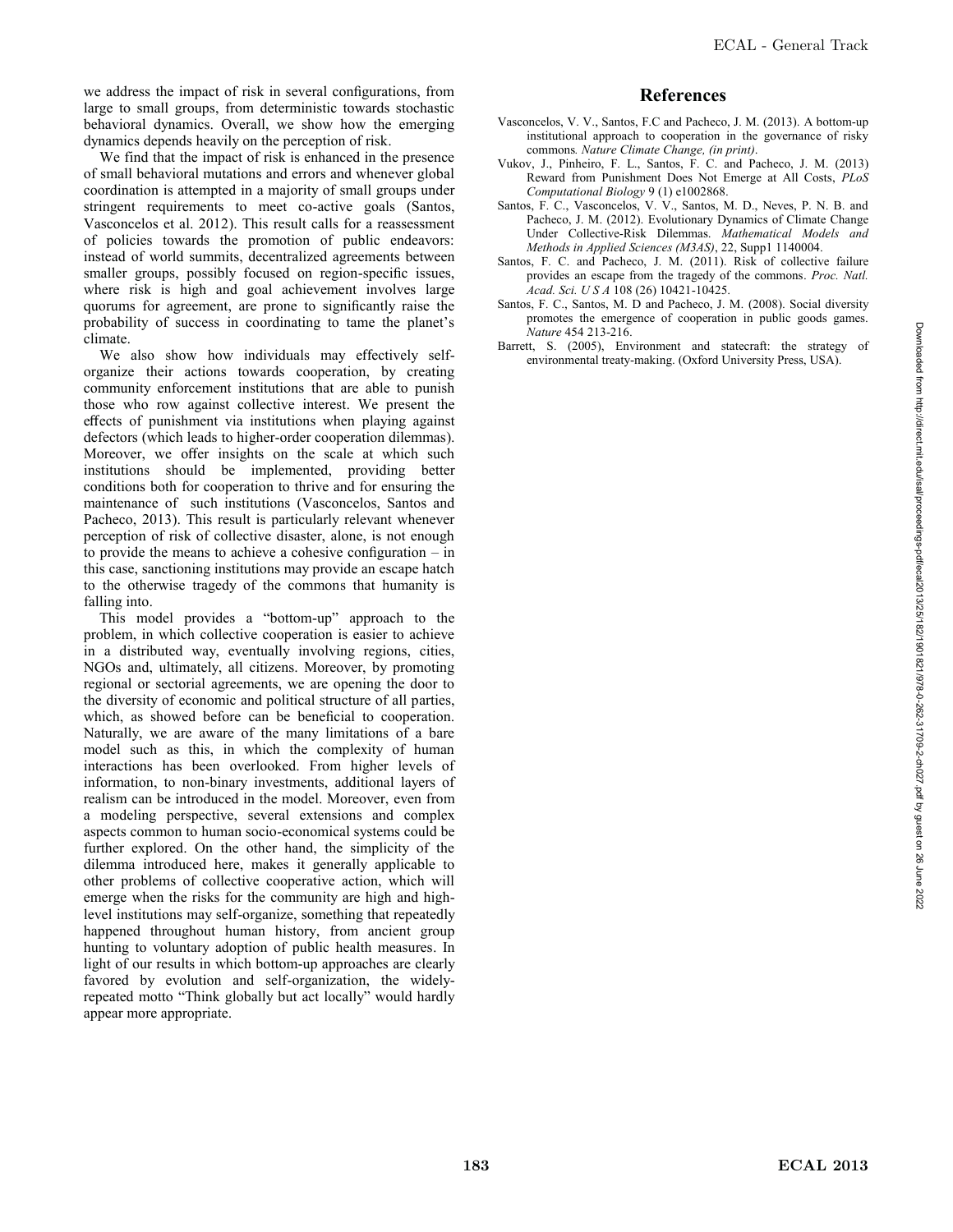we address the impact of risk in several configurations, from large to small groups, from deterministic towards stochastic behavioral dynamics. Overall, we show how the emerging dynamics depends heavily on the perception of risk.

We find that the impact of risk is enhanced in the presence of small behavioral mutations and errors and whenever global coordination is attempted in a majority of small groups under stringent requirements to meet co-active goals (Santos, Vasconcelos et al. 2012). This result calls for a reassessment of policies towards the promotion of public endeavors: instead of world summits, decentralized agreements between smaller groups, possibly focused on region-specific issues, where risk is high and goal achievement involves large quorums for agreement, are prone to significantly raise the probability of success in coordinating to tame the planet's climate.

We also show how individuals may effectively self-organize their actions towards cooperation, by creating community enforcement institutions that are able to punish those who row against collective interest. We present the effects of punishment via institutions when playing against defectors (which leads to higher-order cooperation dilemmas). Moreover, we offer insights on the scale at which such institutions should be implemented, providing better conditions both for cooperation to thrive and for ensuring the maintenance of such institutions (Vasconcelos, Santos and Pacheco, 2013). This result is particularly relevant whenever perception of risk of collective disaster, alone, is not enough to provide the means to achieve a cohesive configuration – in this case, sanctioning institutions may provide an escape hatch to the otherwise tragedy of the commons that humanity is falling into.

This model provides a "bottom-up" approach to the problem, in which collective cooperation is easier to achieve in a distributed way, eventually involving regions, cities, NGOs and, ultimately, all citizens. Moreover, by promoting regional or sectorial agreements, we are opening the door to the diversity of economic and political structure of all parties, which, as showed before can be beneficial to cooperation. Naturally, we are aware of the many limitations of a bare model such as this, in which the complexity of human interactions has been overlooked. From higher levels of information, to non-binary investments, additional layers of realism can be introduced in the model. Moreover, even from a modeling perspective, several extensions and complex aspects common to human socio-economical systems could be further explored. On the other hand, the simplicity of the dilemma introduced here, makes it generally applicable to other problems of collective cooperative action, which will emerge when the risks for the community are high and high-level institutions may self-organize, something that repeatedly happened throughout human history, from ancient group hunting to voluntary adoption of public health measures. In light of our results in which bottom-up approaches are clearly favored by evolution and self-organization, the widely-repeated motto "Think globally but act locally" would hardly appear more appropriate.

## References

Vasconcelos, V. V., Santos, F.C and Pacheco, J. M. (2013). A bottom-up institutional approach to cooperation in the governance of risky commons. *Nature Climate Change, (in print)*.

Vukov, J., Pinheiro, F. L., Santos, F. C. and Pacheco, J. M. (2013) Reward from Punishment Does Not Emerge at All Costs, *PLoS Computational Biology* 9 (1) e1002868.

Santos, F. C., Vasconcelos, V. V., Santos, M. D., Neves, P. N. B. and Pacheco, J. M. (2012). Evolutionary Dynamics of Climate Change Under Collective-Risk Dilemmas. *Mathematical Models and Methods in Applied Sciences (M3AS)*, 22, Supp1 1140004.

Santos, F. C. and Pacheco, J. M. (2011). Risk of collective failure provides an escape from the tragedy of the commons. *Proc. Natl. Acad. Sci. U S A* 108 (26) 10421-10425.

Santos, F. C., Santos, M. D and Pacheco, J. M. (2008). Social diversity promotes the emergence of cooperation in public goods games. *Nature* 454 213-216.

Barrett, S. (2005), Environment and statecraft: the strategy of environmental treaty-making. (Oxford University Press, USA).